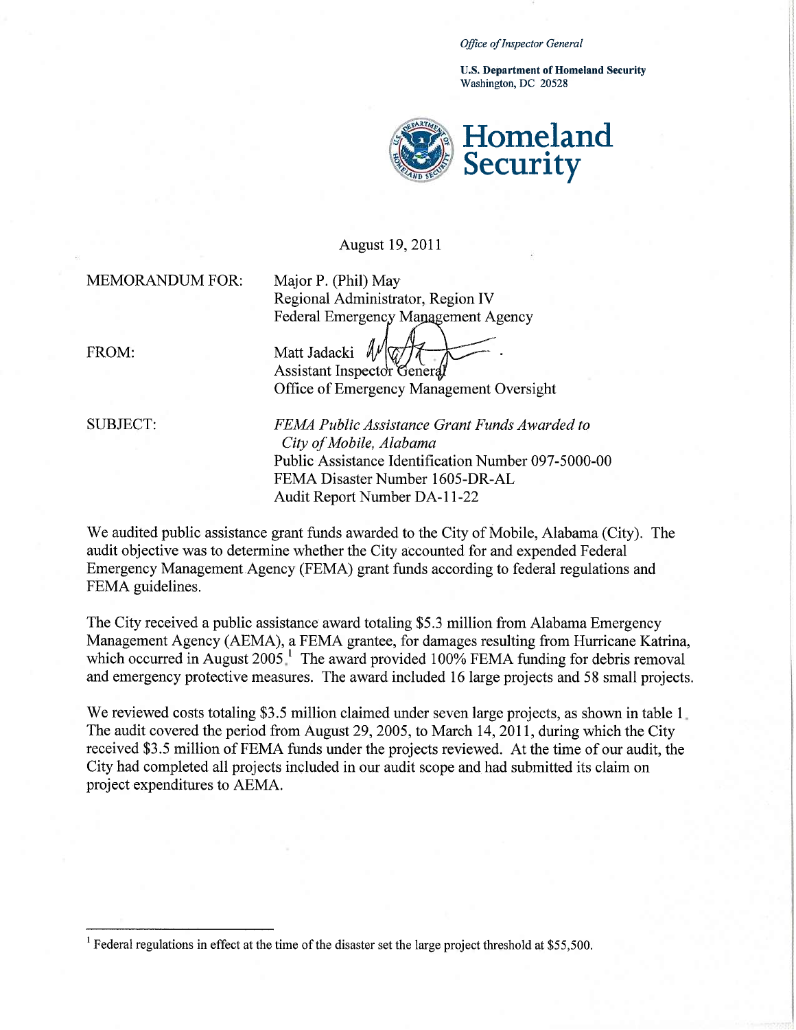*Office of Inspector General*

**U.S. Department of Homeland Security**
Washington, DC 20528

**Homeland Security**

August 19, 2011

MEMORANDUM FOR: Major P. (Phil) May
Regional Administrator, Region IV
Federal Emergency Management Agency

FROM: Matt Jadacki
Assistant Inspector General
Office of Emergency Management Oversight

SUBJECT: *FEMA Public Assistance Grant Funds Awarded to City of Mobile, Alabama*
Public Assistance Identification Number 097-5000-00
FEMA Disaster Number 1605-DR-AL
Audit Report Number DA-11-22

We audited public assistance grant funds awarded to the City of Mobile, Alabama (City). The audit objective was to determine whether the City accounted for and expended Federal Emergency Management Agency (FEMA) grant funds according to federal regulations and FEMA guidelines.

The City received a public assistance award totaling $5.3 million from Alabama Emergency Management Agency (AEMA), a FEMA grantee, for damages resulting from Hurricane Katrina, which occurred in August 2005.[1] The award provided 100% FEMA funding for debris removal and emergency protective measures. The award included 16 large projects and 58 small projects.

We reviewed costs totaling $3.5 million claimed under seven large projects, as shown in table 1. The audit covered the period from August 29, 2005, to March 14, 2011, during which the City received $3.5 million of FEMA funds under the projects reviewed. At the time of our audit, the City had completed all projects included in our audit scope and had submitted its claim on project expenditures to AEMA.

---

[1] Federal regulations in effect at the time of the disaster set the large project threshold at $55,500.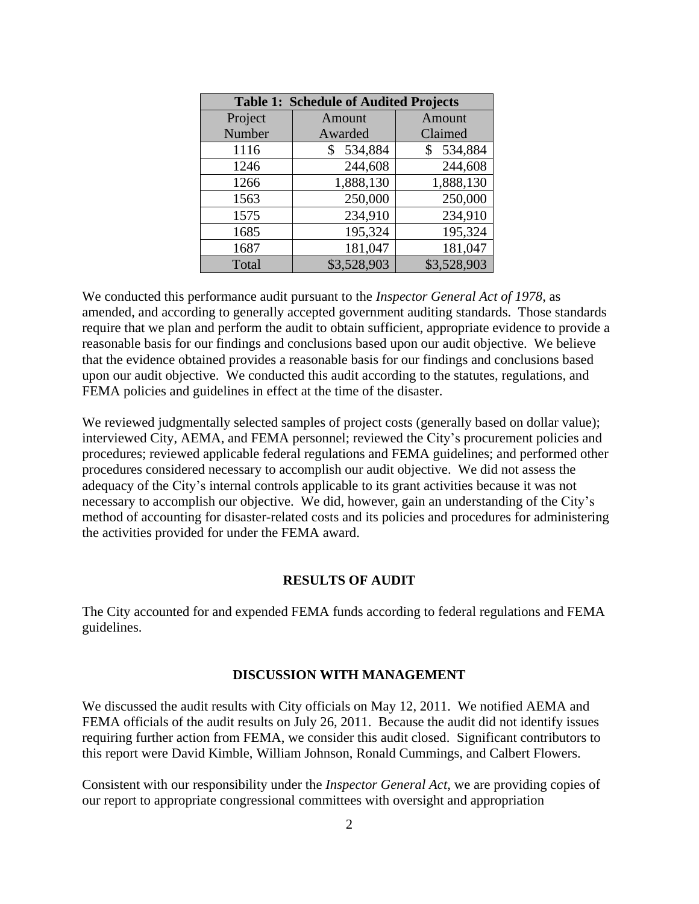| Table 1: Schedule of Audited Projects | | |
|---|---|---|
| Project Number | Amount Awarded | Amount Claimed |
| 1116 | $ 534,884 | $ 534,884 |
| 1246 | 244,608 | 244,608 |
| 1266 | 1,888,130 | 1,888,130 |
| 1563 | 250,000 | 250,000 |
| 1575 | 234,910 | 234,910 |
| 1685 | 195,324 | 195,324 |
| 1687 | 181,047 | 181,047 |
| Total | $3,528,903 | $3,528,903 |

We conducted this performance audit pursuant to the *Inspector General Act of 1978*, as amended, and according to generally accepted government auditing standards. Those standards require that we plan and perform the audit to obtain sufficient, appropriate evidence to provide a reasonable basis for our findings and conclusions based upon our audit objective. We believe that the evidence obtained provides a reasonable basis for our findings and conclusions based upon our audit objective. We conducted this audit according to the statutes, regulations, and FEMA policies and guidelines in effect at the time of the disaster.

We reviewed judgmentally selected samples of project costs (generally based on dollar value); interviewed City, AEMA, and FEMA personnel; reviewed the City's procurement policies and procedures; reviewed applicable federal regulations and FEMA guidelines; and performed other procedures considered necessary to accomplish our audit objective. We did not assess the adequacy of the City's internal controls applicable to its grant activities because it was not necessary to accomplish our objective. We did, however, gain an understanding of the City's method of accounting for disaster-related costs and its policies and procedures for administering the activities provided for under the FEMA award.

## RESULTS OF AUDIT

The City accounted for and expended FEMA funds according to federal regulations and FEMA guidelines.

## DISCUSSION WITH MANAGEMENT

We discussed the audit results with City officials on May 12, 2011. We notified AEMA and FEMA officials of the audit results on July 26, 2011. Because the audit did not identify issues requiring further action from FEMA, we consider this audit closed. Significant contributors to this report were David Kimble, William Johnson, Ronald Cummings, and Calbert Flowers.

Consistent with our responsibility under the *Inspector General Act*, we are providing copies of our report to appropriate congressional committees with oversight and appropriation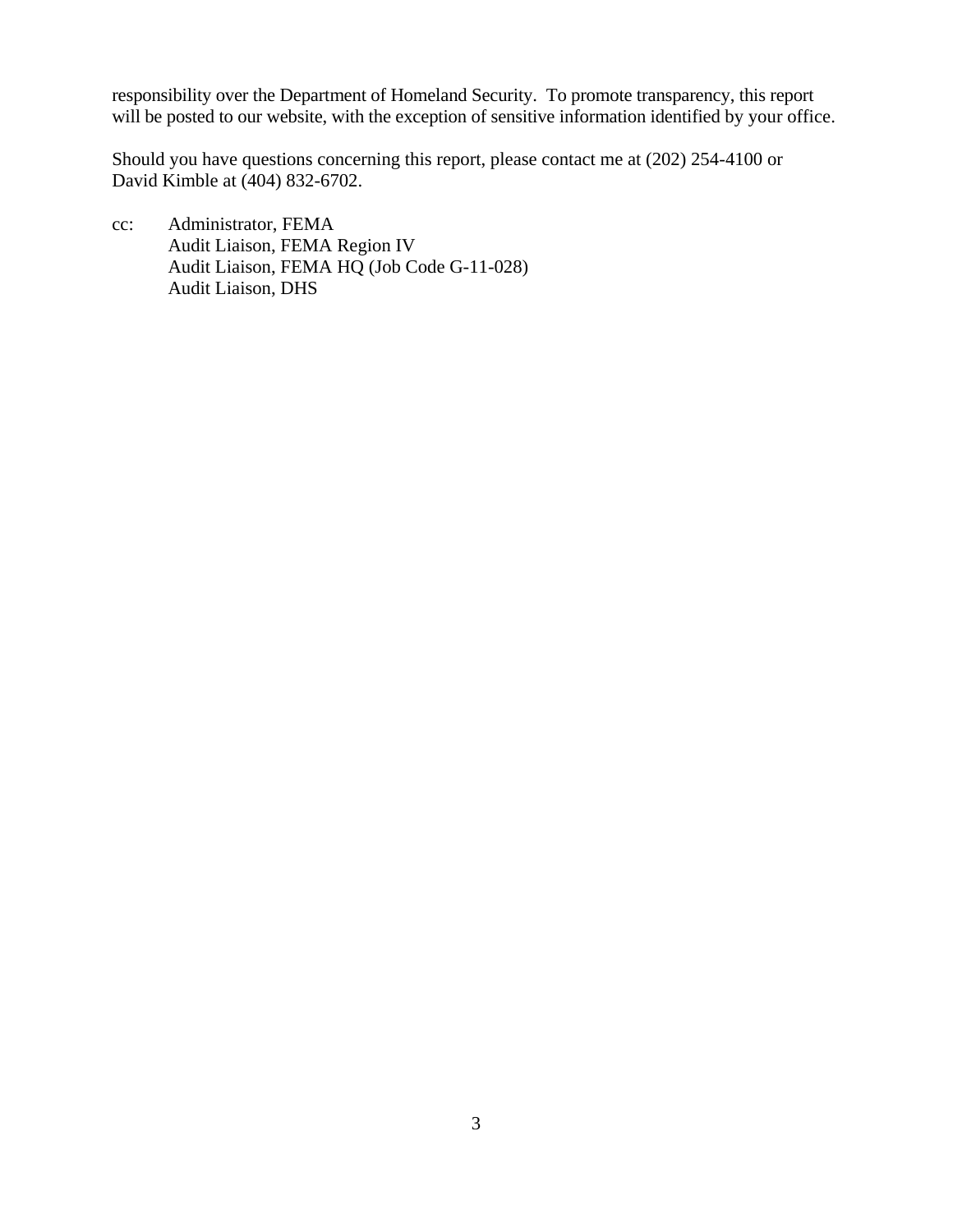responsibility over the Department of Homeland Security. To promote transparency, this report will be posted to our website, with the exception of sensitive information identified by your office.

Should you have questions concerning this report, please contact me at (202) 254-4100 or David Kimble at (404) 832-6702.

cc: Administrator, FEMA
Audit Liaison, FEMA Region IV
Audit Liaison, FEMA HQ (Job Code G-11-028)
Audit Liaison, DHS